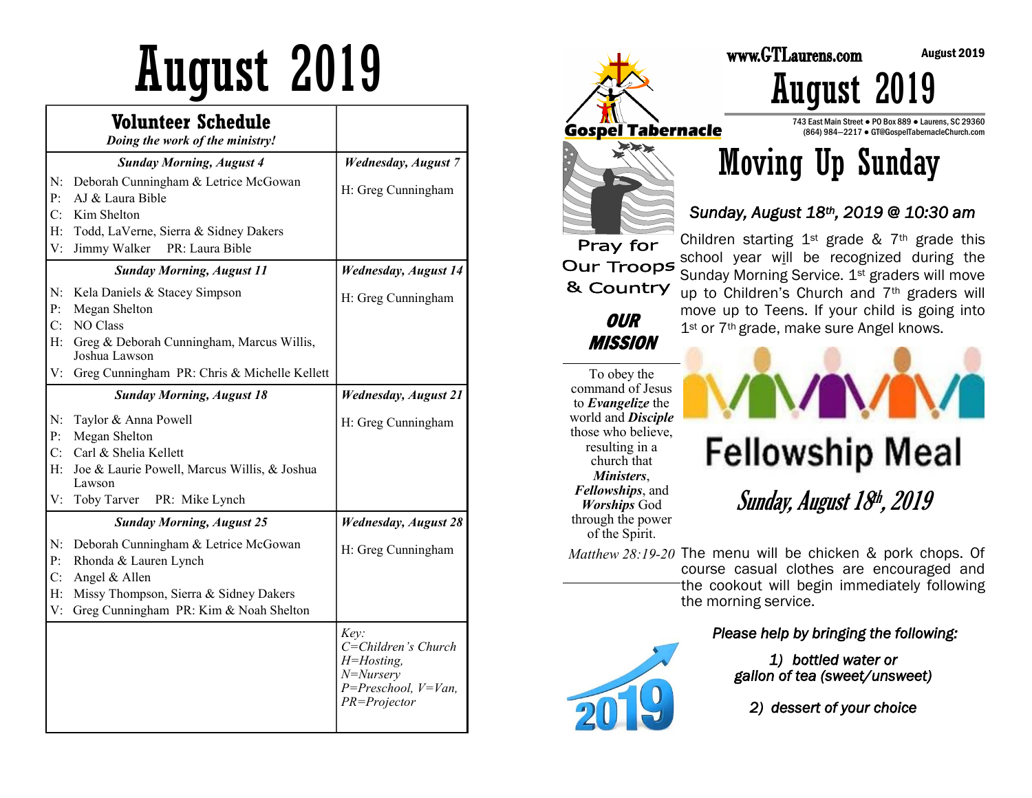# August 2019

| **Volunteer Schedule**<br>*Doing the work of the ministry!* | |
|---|---|
| ***Sunday Morning, August 4***<br>N: Deborah Cunningham & Letrice McGowan<br>P: AJ & Laura Bible<br>C: Kim Shelton<br>H: Todd, LaVerne, Sierra & Sidney Dakers<br>V: Jimmy Walker PR: Laura Bible | ***Wednesday, August 7***<br>H: Greg Cunningham |
| ***Sunday Morning, August 11***<br>N: Kela Daniels & Stacey Simpson<br>P: Megan Shelton<br>C: NO Class<br>H: Greg & Deborah Cunningham, Marcus Willis, Joshua Lawson<br>V: Greg Cunningham PR: Chris & Michelle Kellett | ***Wednesday, August 14***<br>H: Greg Cunningham |
| ***Sunday Morning, August 18***<br>N: Taylor & Anna Powell<br>P: Megan Shelton<br>C: Carl & Shelia Kellett<br>H: Joe & Laurie Powell, Marcus Willis, & Joshua Lawson<br>V: Toby Tarver PR: Mike Lynch | ***Wednesday, August 21***<br>H: Greg Cunningham |
| ***Sunday Morning, August 25***<br>N: Deborah Cunningham & Letrice McGowan<br>P: Rhonda & Lauren Lynch<br>C: Angel & Allen<br>H: Missy Thompson, Sierra & Sidney Dakers<br>V: Greg Cunningham PR: Kim & Noah Shelton | ***Wednesday, August 28***<br>H: Greg Cunningham |
| | *Key:*<br>*C=Children's Church*<br>*H=Hosting,*<br>*N=Nursery*<br>*P=Preschool, V=Van,*<br>*PR=Projector* |

**Gospel Tabernacle**

www.GTLaurens.com

August 2019

# August 2019

743 East Main Street ● PO Box 889 ● Laurens, SC 29360
(864) 984—2217 ● GT@GospelTabernacleChurch.com

Pray for Our Troops & Country

## *OUR MISSION*

To obey the command of Jesus to ***Evangelize*** the world and ***Disciple*** those who believe, resulting in a church that ***Ministers***, ***Fellowships***, and ***Worships*** God through the power of the Spirit.

*Matthew 28:19-20*

# Moving Up Sunday

### *Sunday, August 18th, 2019 @ 10:30 am*

Children starting 1st grade & 7th grade this school year will be recognized during the Sunday Morning Service. 1st graders will move up to Children's Church and 7th graders will move up to Teens. If your child is going into 1st or 7th grade, make sure Angel knows.

# Fellowship Meal

## *Sunday, August 18th, 2019*

The menu will be chicken & pork chops. Of course casual clothes are encouraged and the cookout will begin immediately following the morning service.

***Please help by bringing the following:***

*1) bottled water or gallon of tea (sweet/unsweet)*

*2) dessert of your choice*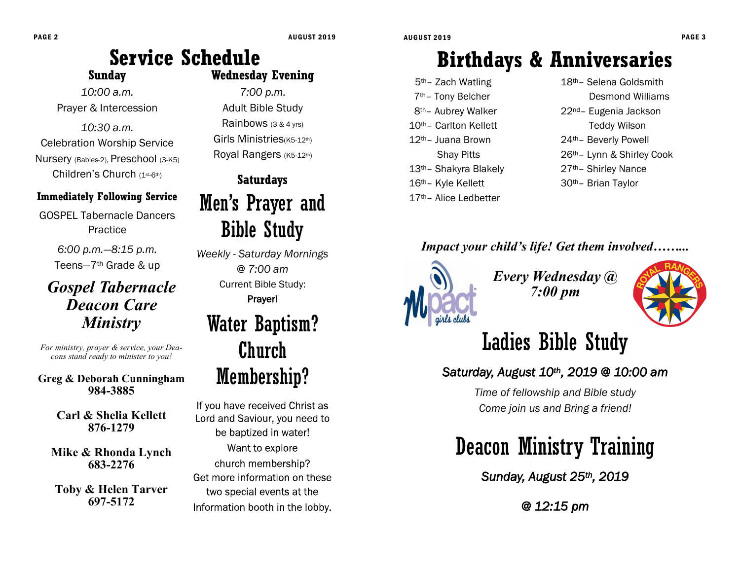# Service Schedule

## Sunday

*10:00 a.m.*

Prayer & Intercession

*10:30 a.m.*

Celebration Worship Service

Nursery (Babies-2), Preschool (3-K5)

Children's Church (1st-6th)

### Immediately Following Service

GOSPEL Tabernacle Dancers Practice

*6:00 p.m.—8:15 p.m.*

Teens—7th Grade & up

## *Gospel Tabernacle Deacon Care Ministry*

*For ministry, prayer & service, your Deacons stand ready to minister to you!*

**Greg & Deborah Cunningham**
**984-3885**

**Carl & Shelia Kellett**
**876-1279**

**Mike & Rhonda Lynch**
**683-2276**

**Toby & Helen Tarver**
**697-5172**

## Wednesday Evening

*7:00 p.m.*

Adult Bible Study

Rainbows (3 & 4 yrs)

Girls Ministries(K5-12th)

Royal Rangers (K5-12th)

## Saturdays

# Men's Prayer and Bible Study

*Weekly - Saturday Mornings*
*@ 7:00 am*

Current Bible Study:

Prayer!

# Water Baptism? Church Membership?

If you have received Christ as Lord and Saviour, you need to be baptized in water!

Want to explore church membership?

Get more information on these two special events at the Information booth in the lobby.

# Birthdays & Anniversaries

- 5th– Zach Watling
- 7th– Tony Belcher
- 8th– Aubrey Walker
- 10th– Carlton Kellett
- 12th– Juana Brown
  - Shay Pitts
- 13th– Shakyra Blakely
- 16th– Kyle Kellett
- 17th– Alice Ledbetter
- 18th– Selena Goldsmith
  - Desmond Williams
- 22nd– Eugenia Jackson
  - Teddy Wilson
- 24th– Beverly Powell
- 26th– Lynn & Shirley Cook
- 27th– Shirley Nance
- 30th– Brian Taylor

***Impact your child's life! Get them involved……...***

***Every Wednesday @ 7:00 pm***

# Ladies Bible Study

***Saturday, August 10th, 2019 @ 10:00 am***

*Time of fellowship and Bible study*
*Come join us and Bring a friend!*

# Deacon Ministry Training

***Sunday, August 25th, 2019***

***@ 12:15 pm***